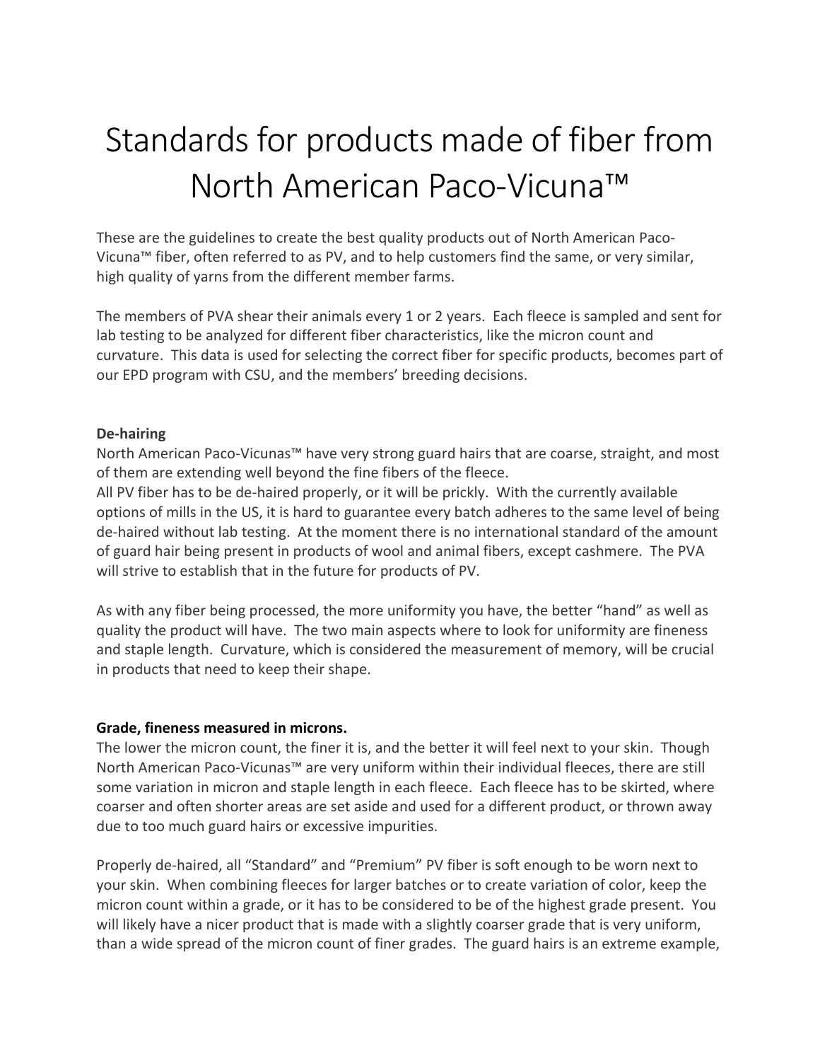# Standards for products made of fiber from North American Paco-Vicuna™

These are the guidelines to create the best quality products out of North American Paco-Vicuna™ fiber, often referred to as PV, and to help customers find the same, or very similar, high quality of yarns from the different member farms.

The members of PVA shear their animals every 1 or 2 years. Each fleece is sampled and sent for lab testing to be analyzed for different fiber characteristics, like the micron count and curvature. This data is used for selecting the correct fiber for specific products, becomes part of our EPD program with CSU, and the members' breeding decisions.

**De-hairing**

North American Paco-Vicunas™ have very strong guard hairs that are coarse, straight, and most of them are extending well beyond the fine fibers of the fleece.

All PV fiber has to be de-haired properly, or it will be prickly. With the currently available options of mills in the US, it is hard to guarantee every batch adheres to the same level of being de-haired without lab testing. At the moment there is no international standard of the amount of guard hair being present in products of wool and animal fibers, except cashmere. The PVA will strive to establish that in the future for products of PV.

As with any fiber being processed, the more uniformity you have, the better "hand" as well as quality the product will have. The two main aspects where to look for uniformity are fineness and staple length. Curvature, which is considered the measurement of memory, will be crucial in products that need to keep their shape.

**Grade, fineness measured in microns.**

The lower the micron count, the finer it is, and the better it will feel next to your skin. Though North American Paco-Vicunas™ are very uniform within their individual fleeces, there are still some variation in micron and staple length in each fleece. Each fleece has to be skirted, where coarser and often shorter areas are set aside and used for a different product, or thrown away due to too much guard hairs or excessive impurities.

Properly de-haired, all "Standard" and "Premium" PV fiber is soft enough to be worn next to your skin. When combining fleeces for larger batches or to create variation of color, keep the micron count within a grade, or it has to be considered to be of the highest grade present. You will likely have a nicer product that is made with a slightly coarser grade that is very uniform, than a wide spread of the micron count of finer grades. The guard hairs is an extreme example,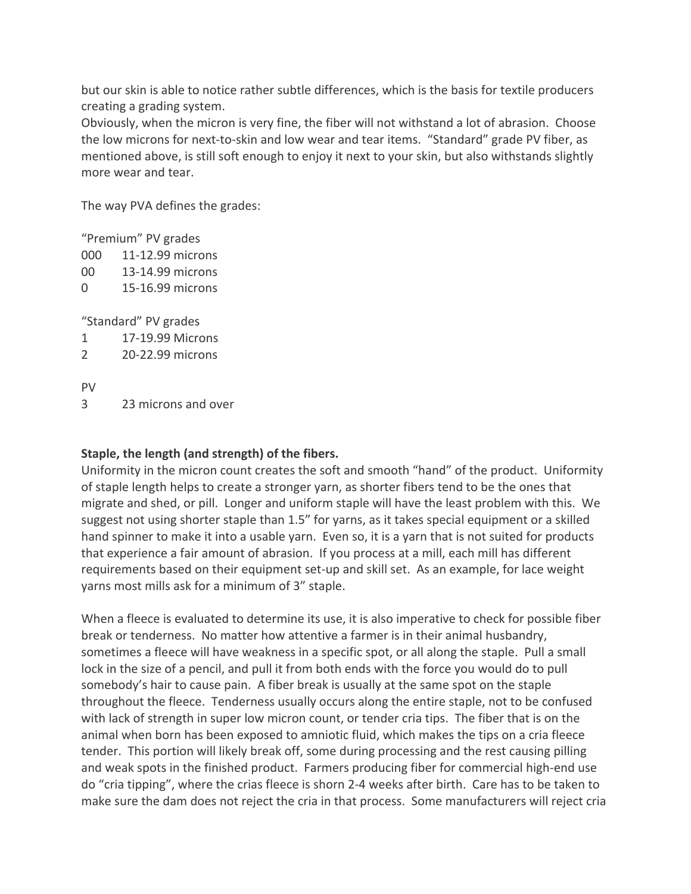but our skin is able to notice rather subtle differences, which is the basis for textile producers creating a grading system.
Obviously, when the micron is very fine, the fiber will not withstand a lot of abrasion. Choose the low microns for next-to-skin and low wear and tear items. "Standard" grade PV fiber, as mentioned above, is still soft enough to enjoy it next to your skin, but also withstands slightly more wear and tear.

The way PVA defines the grades:

"Premium" PV grades
000 11-12.99 microns
00 13-14.99 microns
0 15-16.99 microns

"Standard" PV grades
1 17-19.99 Microns
2 20-22.99 microns

PV
3 23 microns and over

**Staple, the length (and strength) of the fibers.**
Uniformity in the micron count creates the soft and smooth "hand" of the product. Uniformity of staple length helps to create a stronger yarn, as shorter fibers tend to be the ones that migrate and shed, or pill. Longer and uniform staple will have the least problem with this. We suggest not using shorter staple than 1.5" for yarns, as it takes special equipment or a skilled hand spinner to make it into a usable yarn. Even so, it is a yarn that is not suited for products that experience a fair amount of abrasion. If you process at a mill, each mill has different requirements based on their equipment set-up and skill set. As an example, for lace weight yarns most mills ask for a minimum of 3" staple.

When a fleece is evaluated to determine its use, it is also imperative to check for possible fiber break or tenderness. No matter how attentive a farmer is in their animal husbandry, sometimes a fleece will have weakness in a specific spot, or all along the staple. Pull a small lock in the size of a pencil, and pull it from both ends with the force you would do to pull somebody's hair to cause pain. A fiber break is usually at the same spot on the staple throughout the fleece. Tenderness usually occurs along the entire staple, not to be confused with lack of strength in super low micron count, or tender cria tips. The fiber that is on the animal when born has been exposed to amniotic fluid, which makes the tips on a cria fleece tender. This portion will likely break off, some during processing and the rest causing pilling and weak spots in the finished product. Farmers producing fiber for commercial high-end use do "cria tipping", where the crias fleece is shorn 2-4 weeks after birth. Care has to be taken to make sure the dam does not reject the cria in that process. Some manufacturers will reject cria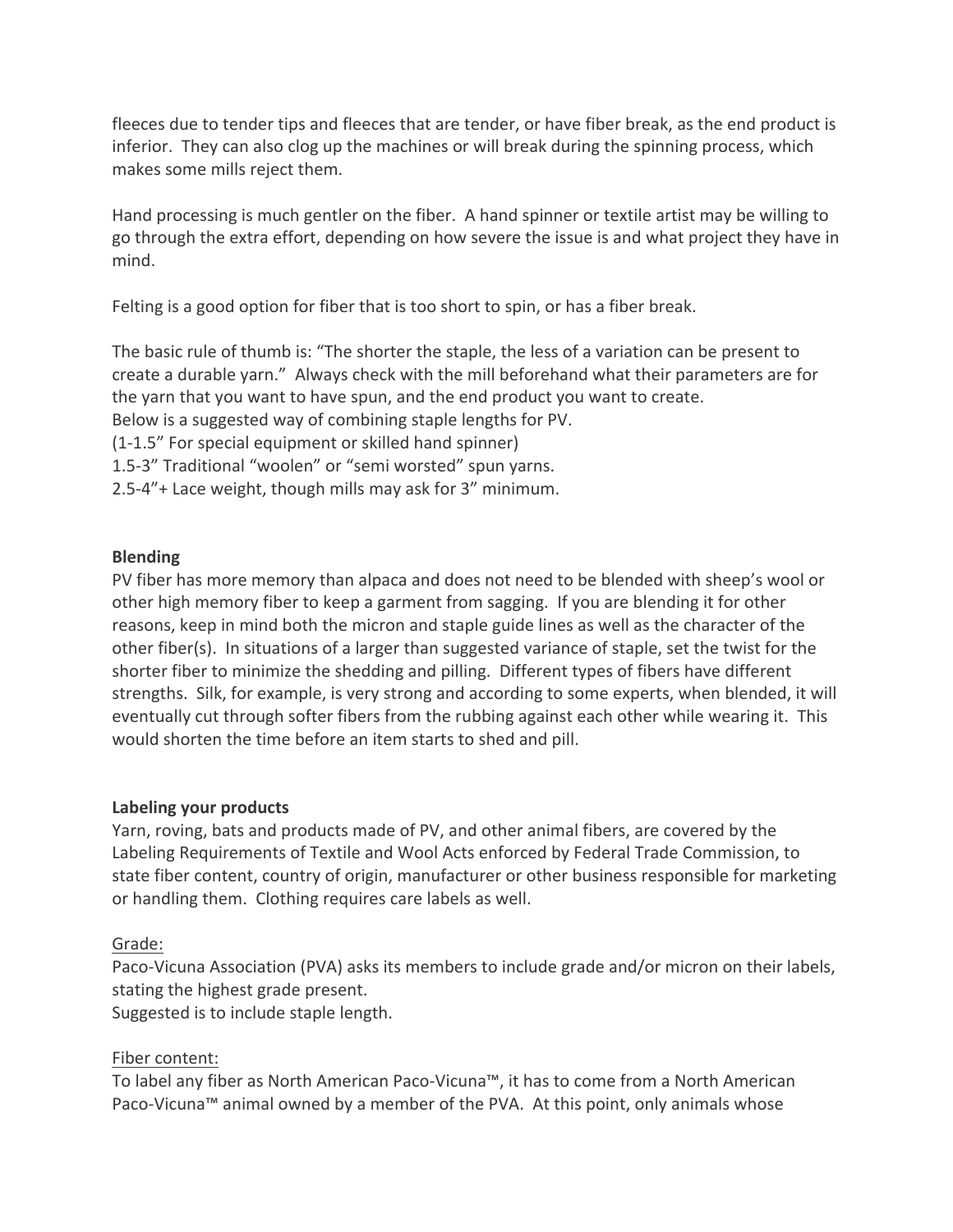fleeces due to tender tips and fleeces that are tender, or have fiber break, as the end product is inferior. They can also clog up the machines or will break during the spinning process, which makes some mills reject them.

Hand processing is much gentler on the fiber. A hand spinner or textile artist may be willing to go through the extra effort, depending on how severe the issue is and what project they have in mind.

Felting is a good option for fiber that is too short to spin, or has a fiber break.

The basic rule of thumb is: "The shorter the staple, the less of a variation can be present to create a durable yarn." Always check with the mill beforehand what their parameters are for the yarn that you want to have spun, and the end product you want to create.
Below is a suggested way of combining staple lengths for PV.
(1-1.5" For special equipment or skilled hand spinner)
1.5-3" Traditional "woolen" or "semi worsted" spun yarns.
2.5-4"+ Lace weight, though mills may ask for 3" minimum.

**Blending**

PV fiber has more memory than alpaca and does not need to be blended with sheep's wool or other high memory fiber to keep a garment from sagging. If you are blending it for other reasons, keep in mind both the micron and staple guide lines as well as the character of the other fiber(s). In situations of a larger than suggested variance of staple, set the twist for the shorter fiber to minimize the shedding and pilling. Different types of fibers have different strengths. Silk, for example, is very strong and according to some experts, when blended, it will eventually cut through softer fibers from the rubbing against each other while wearing it. This would shorten the time before an item starts to shed and pill.

**Labeling your products**

Yarn, roving, bats and products made of PV, and other animal fibers, are covered by the Labeling Requirements of Textile and Wool Acts enforced by Federal Trade Commission, to state fiber content, country of origin, manufacturer or other business responsible for marketing or handling them. Clothing requires care labels as well.

<u>Grade:</u>

Paco-Vicuna Association (PVA) asks its members to include grade and/or micron on their labels, stating the highest grade present.
Suggested is to include staple length.

<u>Fiber content:</u>

To label any fiber as North American Paco-Vicuna™, it has to come from a North American Paco-Vicuna™ animal owned by a member of the PVA. At this point, only animals whose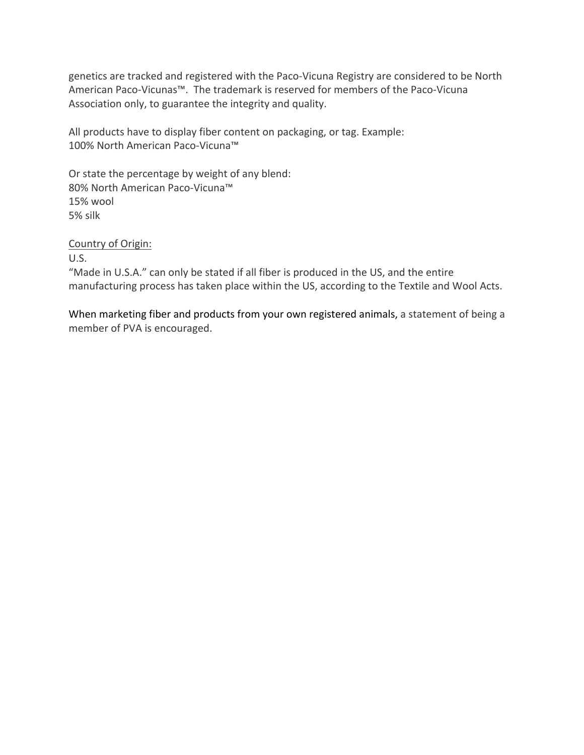genetics are tracked and registered with the Paco-Vicuna Registry are considered to be North American Paco-Vicunas™. The trademark is reserved for members of the Paco-Vicuna Association only, to guarantee the integrity and quality.

All products have to display fiber content on packaging, or tag. Example:
100% North American Paco-Vicuna™

Or state the percentage by weight of any blend:
80% North American Paco-Vicuna™
15% wool
5% silk

<u>Country of Origin:</u>
U.S.
"Made in U.S.A." can only be stated if all fiber is produced in the US, and the entire manufacturing process has taken place within the US, according to the Textile and Wool Acts.

When marketing fiber and products from your own registered animals, a statement of being a member of PVA is encouraged.